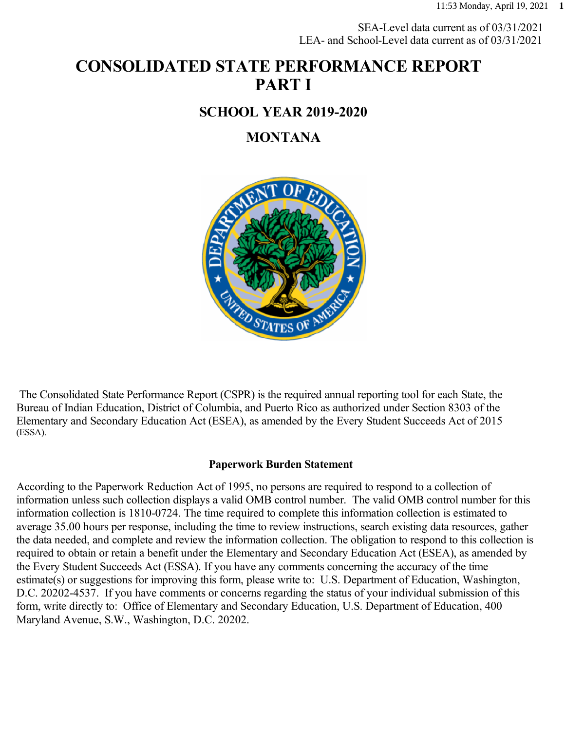SEA-Level data current as of 03/31/2021
LEA- and School-Level data current as of 03/31/2021

# CONSOLIDATED STATE PERFORMANCE REPORT PART I

## SCHOOL YEAR 2019-2020

## MONTANA

The Consolidated State Performance Report (CSPR) is the required annual reporting tool for each State, the Bureau of Indian Education, District of Columbia, and Puerto Rico as authorized under Section 8303 of the Elementary and Secondary Education Act (ESEA), as amended by the Every Student Succeeds Act of 2015 (ESSA).

**Paperwork Burden Statement**

According to the Paperwork Reduction Act of 1995, no persons are required to respond to a collection of information unless such collection displays a valid OMB control number. The valid OMB control number for this information collection is 1810-0724. The time required to complete this information collection is estimated to average 35.00 hours per response, including the time to review instructions, search existing data resources, gather the data needed, and complete and review the information collection. The obligation to respond to this collection is required to obtain or retain a benefit under the Elementary and Secondary Education Act (ESEA), as amended by the Every Student Succeeds Act (ESSA). If you have any comments concerning the accuracy of the time estimate(s) or suggestions for improving this form, please write to: U.S. Department of Education, Washington, D.C. 20202-4537. If you have comments or concerns regarding the status of your individual submission of this form, write directly to: Office of Elementary and Secondary Education, U.S. Department of Education, 400 Maryland Avenue, S.W., Washington, D.C. 20202.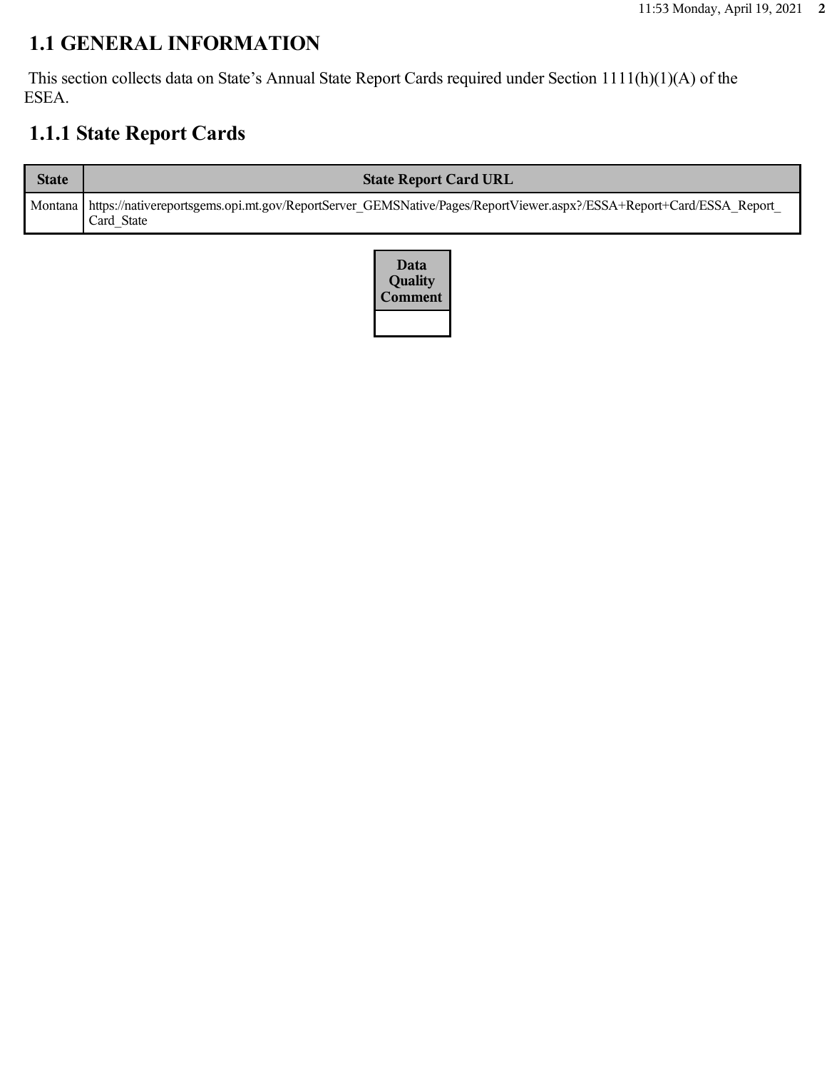## 1.1 GENERAL INFORMATION

This section collects data on State's Annual State Report Cards required under Section 1111(h)(1)(A) of the ESEA.

## 1.1.1 State Report Cards

| State | State Report Card URL |
| --- | --- |
| Montana | https://nativereportsgems.opi.mt.gov/ReportServer_GEMSNative/Pages/ReportViewer.aspx?/ESSA+Report+Card/ESSA_Report_Card_State |

| Data Quality Comment |
| --- |
| |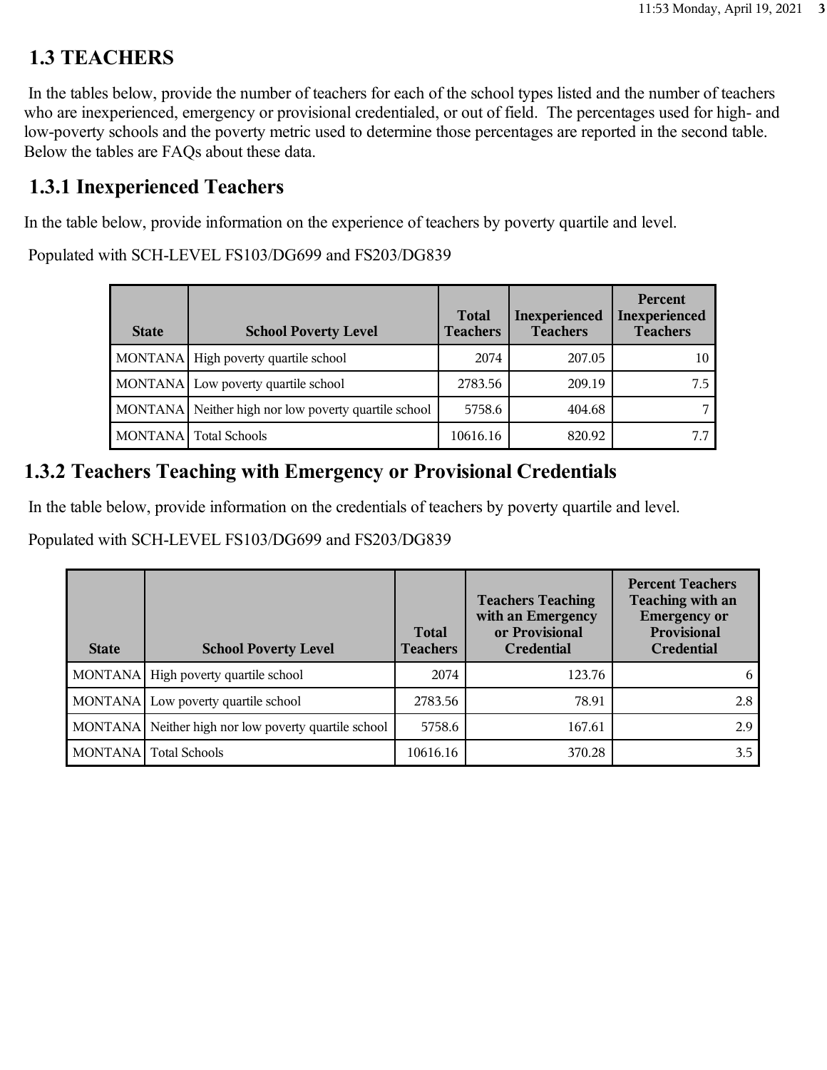## 1.3 TEACHERS

In the tables below, provide the number of teachers for each of the school types listed and the number of teachers who are inexperienced, emergency or provisional credentialed, or out of field. The percentages used for high- and low-poverty schools and the poverty metric used to determine those percentages are reported in the second table. Below the tables are FAQs about these data.

### 1.3.1 Inexperienced Teachers

In the table below, provide information on the experience of teachers by poverty quartile and level.

Populated with SCH-LEVEL FS103/DG699 and FS203/DG839

| State | School Poverty Level | Total Teachers | Inexperienced Teachers | Percent Inexperienced Teachers |
|---|---|---|---|---|
| MONTANA | High poverty quartile school | 2074 | 207.05 | 10 |
| MONTANA | Low poverty quartile school | 2783.56 | 209.19 | 7.5 |
| MONTANA | Neither high nor low poverty quartile school | 5758.6 | 404.68 | 7 |
| MONTANA | Total Schools | 10616.16 | 820.92 | 7.7 |

### 1.3.2 Teachers Teaching with Emergency or Provisional Credentials

In the table below, provide information on the credentials of teachers by poverty quartile and level.

Populated with SCH-LEVEL FS103/DG699 and FS203/DG839

| State | School Poverty Level | Total Teachers | Teachers Teaching with an Emergency or Provisional Credential | Percent Teachers Teaching with an Emergency or Provisional Credential |
|---|---|---|---|---|
| MONTANA | High poverty quartile school | 2074 | 123.76 | 6 |
| MONTANA | Low poverty quartile school | 2783.56 | 78.91 | 2.8 |
| MONTANA | Neither high nor low poverty quartile school | 5758.6 | 167.61 | 2.9 |
| MONTANA | Total Schools | 10616.16 | 370.28 | 3.5 |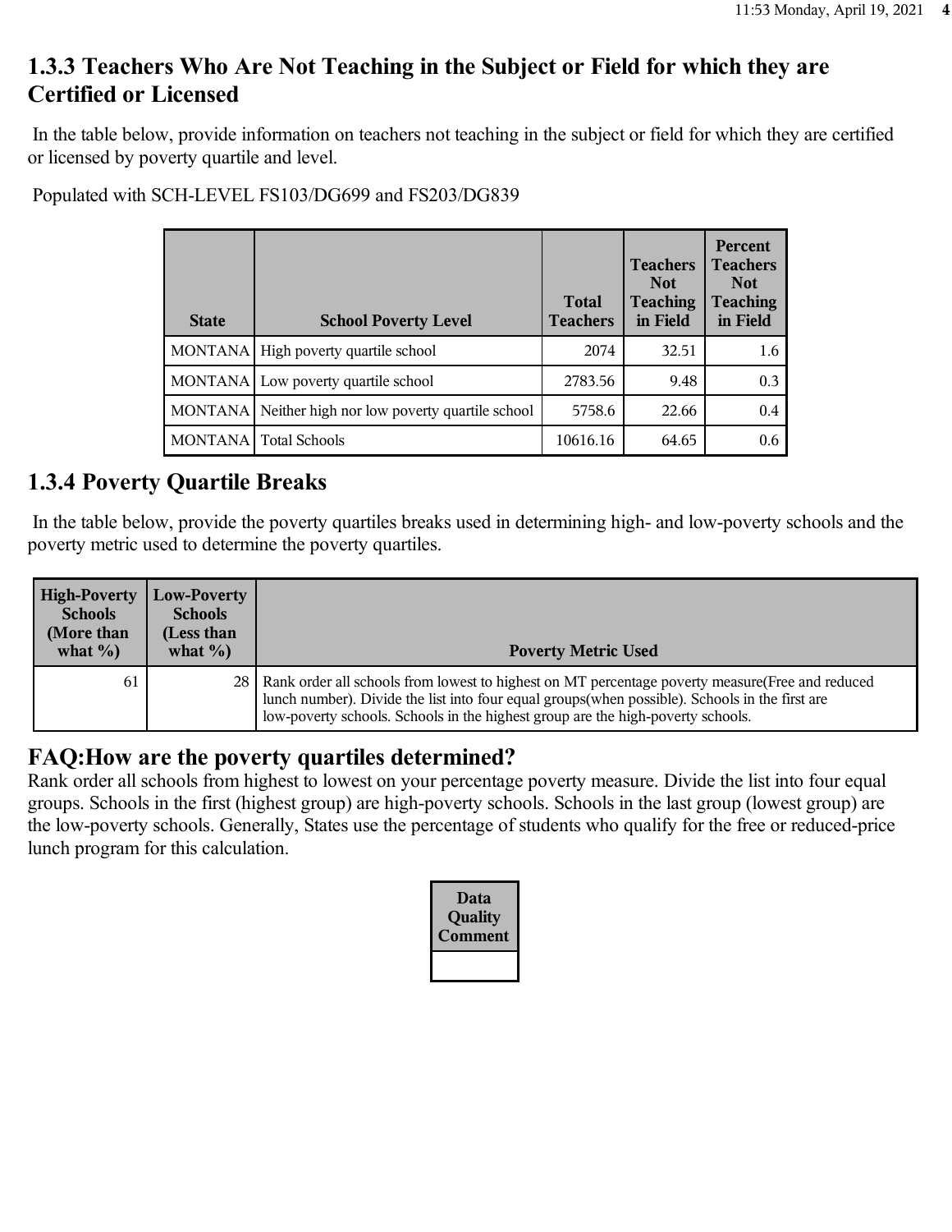## 1.3.3 Teachers Who Are Not Teaching in the Subject or Field for which they are Certified or Licensed

In the table below, provide information on teachers not teaching in the subject or field for which they are certified or licensed by poverty quartile and level.

Populated with SCH-LEVEL FS103/DG699 and FS203/DG839

| State | School Poverty Level | Total Teachers | Teachers Not Teaching in Field | Percent Teachers Not Teaching in Field |
|---|---|---|---|---|
| MONTANA | High poverty quartile school | 2074 | 32.51 | 1.6 |
| MONTANA | Low poverty quartile school | 2783.56 | 9.48 | 0.3 |
| MONTANA | Neither high nor low poverty quartile school | 5758.6 | 22.66 | 0.4 |
| MONTANA | Total Schools | 10616.16 | 64.65 | 0.6 |

## 1.3.4 Poverty Quartile Breaks

In the table below, provide the poverty quartiles breaks used in determining high- and low-poverty schools and the poverty metric used to determine the poverty quartiles.

| High-Poverty Schools (More than what %) | Low-Poverty Schools (Less than what %) | Poverty Metric Used |
|---|---|---|
| 61 | 28 | Rank order all schools from lowest to highest on MT percentage poverty measure(Free and reduced lunch number). Divide the list into four equal groups(when possible). Schools in the first are low-poverty schools. Schools in the highest group are the high-poverty schools. |

## FAQ:How are the poverty quartiles determined?

Rank order all schools from highest to lowest on your percentage poverty measure. Divide the list into four equal groups. Schools in the first (highest group) are high-poverty schools. Schools in the last group (lowest group) are the low-poverty schools. Generally, States use the percentage of students who qualify for the free or reduced-price lunch program for this calculation.

| Data Quality Comment |
|---|
| |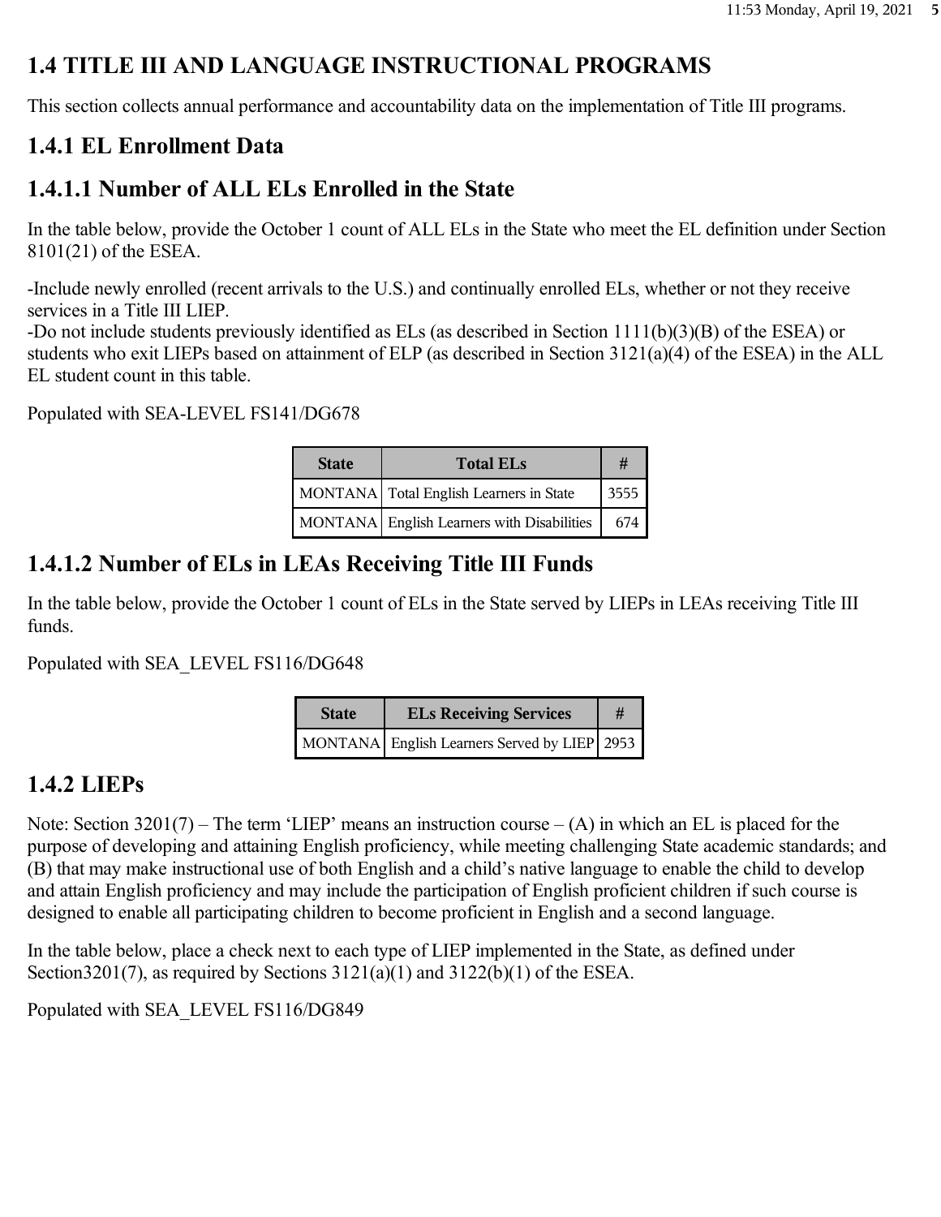# 1.4 TITLE III AND LANGUAGE INSTRUCTIONAL PROGRAMS

This section collects annual performance and accountability data on the implementation of Title III programs.

## 1.4.1 EL Enrollment Data

## 1.4.1.1 Number of ALL ELs Enrolled in the State

In the table below, provide the October 1 count of ALL ELs in the State who meet the EL definition under Section 8101(21) of the ESEA.

-Include newly enrolled (recent arrivals to the U.S.) and continually enrolled ELs, whether or not they receive services in a Title III LIEP.
-Do not include students previously identified as ELs (as described in Section 1111(b)(3)(B) of the ESEA) or students who exit LIEPs based on attainment of ELP (as described in Section 3121(a)(4) of the ESEA) in the ALL EL student count in this table.

Populated with SEA-LEVEL FS141/DG678

| State | Total ELs | # |
| --- | --- | --- |
| MONTANA | Total English Learners in State | 3555 |
| MONTANA | English Learners with Disabilities | 674 |

## 1.4.1.2 Number of ELs in LEAs Receiving Title III Funds

In the table below, provide the October 1 count of ELs in the State served by LIEPs in LEAs receiving Title III funds.

Populated with SEA_LEVEL FS116/DG648

| State | ELs Receiving Services | # |
| --- | --- | --- |
| MONTANA | English Learners Served by LIEP | 2953 |

## 1.4.2 LIEPs

Note: Section 3201(7) – The term 'LIEP' means an instruction course – (A) in which an EL is placed for the purpose of developing and attaining English proficiency, while meeting challenging State academic standards; and (B) that may make instructional use of both English and a child's native language to enable the child to develop and attain English proficiency and may include the participation of English proficient children if such course is designed to enable all participating children to become proficient in English and a second language.

In the table below, place a check next to each type of LIEP implemented in the State, as defined under Section3201(7), as required by Sections 3121(a)(1) and 3122(b)(1) of the ESEA.

Populated with SEA_LEVEL FS116/DG849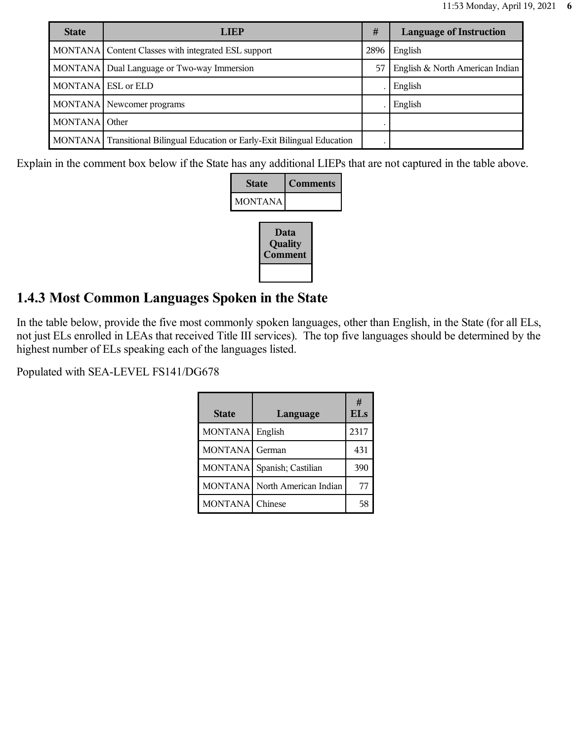| State | LIEP | # | Language of Instruction |
|---|---|---|---|
| MONTANA | Content Classes with integrated ESL support | 2896 | English |
| MONTANA | Dual Language or Two-way Immersion | 57 | English & North American Indian |
| MONTANA | ESL or ELD | . | English |
| MONTANA | Newcomer programs | . | English |
| MONTANA | Other | . | |
| MONTANA | Transitional Bilingual Education or Early-Exit Bilingual Education | . | |

Explain in the comment box below if the State has any additional LIEPs that are not captured in the table above.

| State | Comments |
|---|---|
| MONTANA | |

| Data Quality Comment |
|---|
| |

## 1.4.3 Most Common Languages Spoken in the State

In the table below, provide the five most commonly spoken languages, other than English, in the State (for all ELs, not just ELs enrolled in LEAs that received Title III services). The top five languages should be determined by the highest number of ELs speaking each of the languages listed.

Populated with SEA-LEVEL FS141/DG678

| State | Language | # ELs |
|---|---|---|
| MONTANA | English | 2317 |
| MONTANA | German | 431 |
| MONTANA | Spanish; Castilian | 390 |
| MONTANA | North American Indian | 77 |
| MONTANA | Chinese | 58 |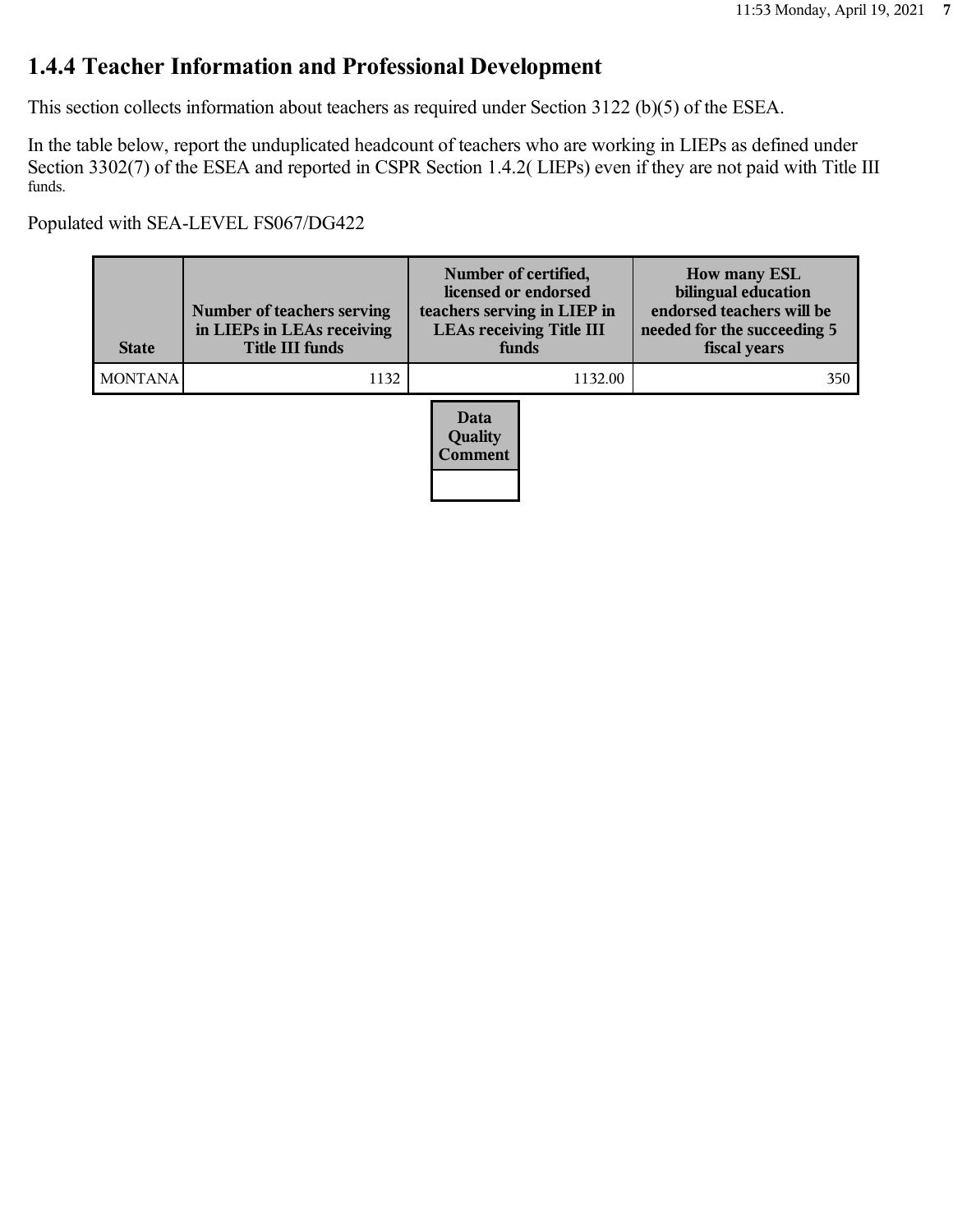## 1.4.4 Teacher Information and Professional Development

This section collects information about teachers as required under Section 3122 (b)(5) of the ESEA.

In the table below, report the unduplicated headcount of teachers who are working in LIEPs as defined under Section 3302(7) of the ESEA and reported in CSPR Section 1.4.2( LIEPs) even if they are not paid with Title III funds.

Populated with SEA-LEVEL FS067/DG422

| State | Number of teachers serving in LIEPs in LEAs receiving Title III funds | Number of certified, licensed or endorsed teachers serving in LIEP in LEAs receiving Title III funds | How many ESL bilingual education endorsed teachers will be needed for the succeeding 5 fiscal years |
|---|---|---|---|
| MONTANA | 1132 | 1132.00 | 350 |

| Data Quality Comment |
|---|
| |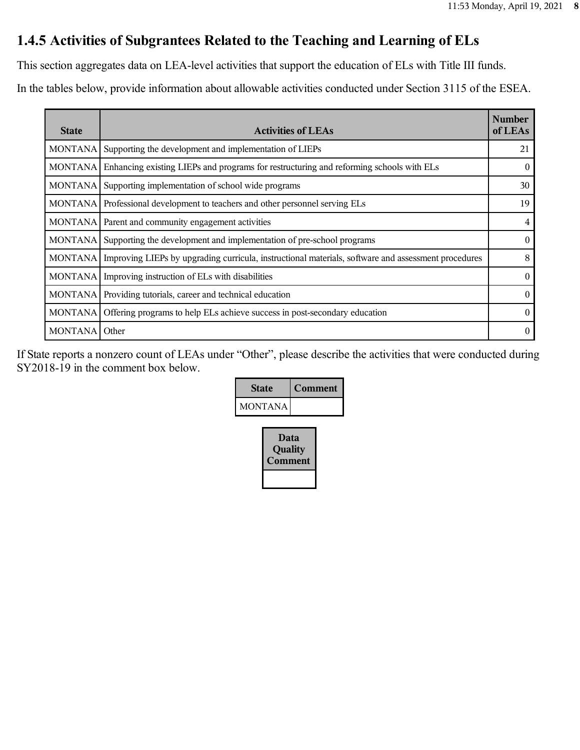## 1.4.5 Activities of Subgrantees Related to the Teaching and Learning of ELs

This section aggregates data on LEA-level activities that support the education of ELs with Title III funds.

In the tables below, provide information about allowable activities conducted under Section 3115 of the ESEA.

| State | Activities of LEAs | Number of LEAs |
|---|---|---|
| MONTANA | Supporting the development and implementation of LIEPs | 21 |
| MONTANA | Enhancing existing LIEPs and programs for restructuring and reforming schools with ELs | 0 |
| MONTANA | Supporting implementation of school wide programs | 30 |
| MONTANA | Professional development to teachers and other personnel serving ELs | 19 |
| MONTANA | Parent and community engagement activities | 4 |
| MONTANA | Supporting the development and implementation of pre-school programs | 0 |
| MONTANA | Improving LIEPs by upgrading curricula, instructional materials, software and assessment procedures | 8 |
| MONTANA | Improving instruction of ELs with disabilities | 0 |
| MONTANA | Providing tutorials, career and technical education | 0 |
| MONTANA | Offering programs to help ELs achieve success in post-secondary education | 0 |
| MONTANA | Other | 0 |

If State reports a nonzero count of LEAs under "Other", please describe the activities that were conducted during SY2018-19 in the comment box below.

| State | Comment |
|---|---|
| MONTANA | |

| Data Quality Comment |
|---|
| |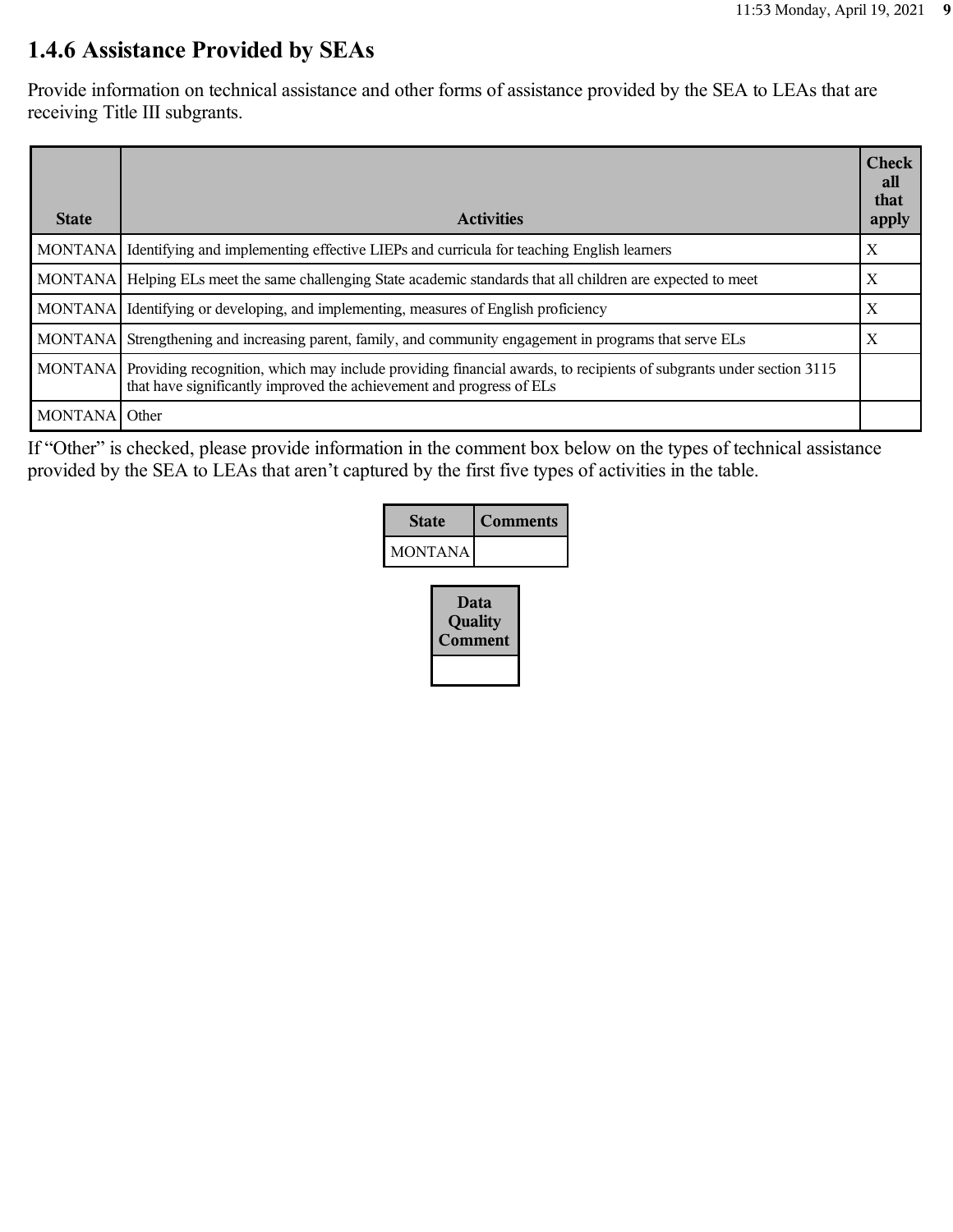## 1.4.6 Assistance Provided by SEAs

Provide information on technical assistance and other forms of assistance provided by the SEA to LEAs that are receiving Title III subgrants.

| State | Activities | Check all that apply |
|---|---|---|
| MONTANA | Identifying and implementing effective LIEPs and curricula for teaching English learners | X |
| MONTANA | Helping ELs meet the same challenging State academic standards that all children are expected to meet | X |
| MONTANA | Identifying or developing, and implementing, measures of English proficiency | X |
| MONTANA | Strengthening and increasing parent, family, and community engagement in programs that serve ELs | X |
| MONTANA | Providing recognition, which may include providing financial awards, to recipients of subgrants under section 3115 that have significantly improved the achievement and progress of ELs | |
| MONTANA | Other | |

If "Other" is checked, please provide information in the comment box below on the types of technical assistance provided by the SEA to LEAs that aren't captured by the first five types of activities in the table.

| State | Comments |
|---|---|
| MONTANA | |

| Data Quality Comment |
|---|
| |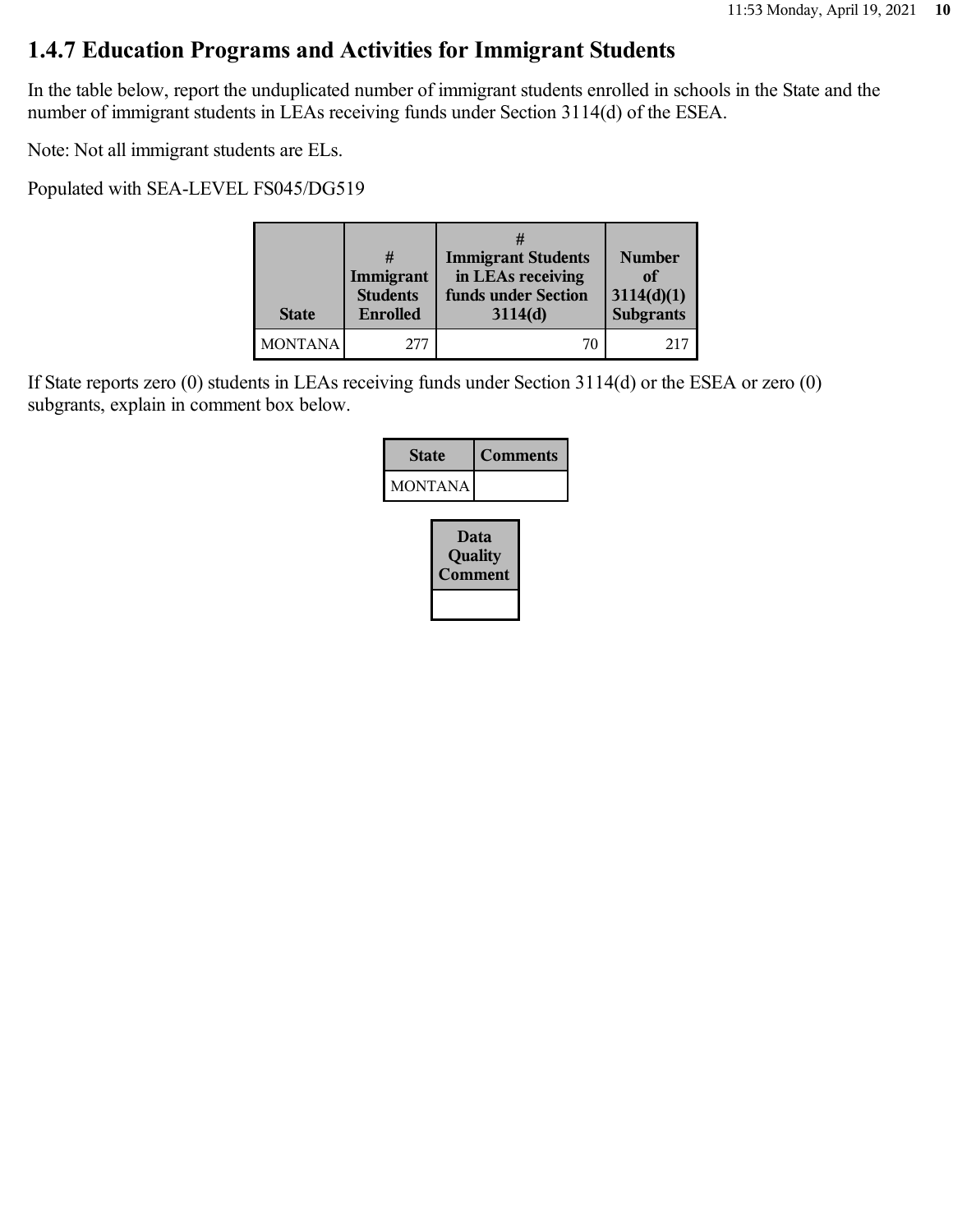## 1.4.7 Education Programs and Activities for Immigrant Students

In the table below, report the unduplicated number of immigrant students enrolled in schools in the State and the number of immigrant students in LEAs receiving funds under Section 3114(d) of the ESEA.

Note: Not all immigrant students are ELs.

Populated with SEA-LEVEL FS045/DG519

| State | # Immigrant Students Enrolled | # Immigrant Students in LEAs receiving funds under Section 3114(d) | Number of 3114(d)(1) Subgrants |
|---|---|---|---|
| MONTANA | 277 | 70 | 217 |

If State reports zero (0) students in LEAs receiving funds under Section 3114(d) or the ESEA or zero (0) subgrants, explain in comment box below.

| State | Comments |
|---|---|
| MONTANA | |

| Data Quality Comment |
|---|
| |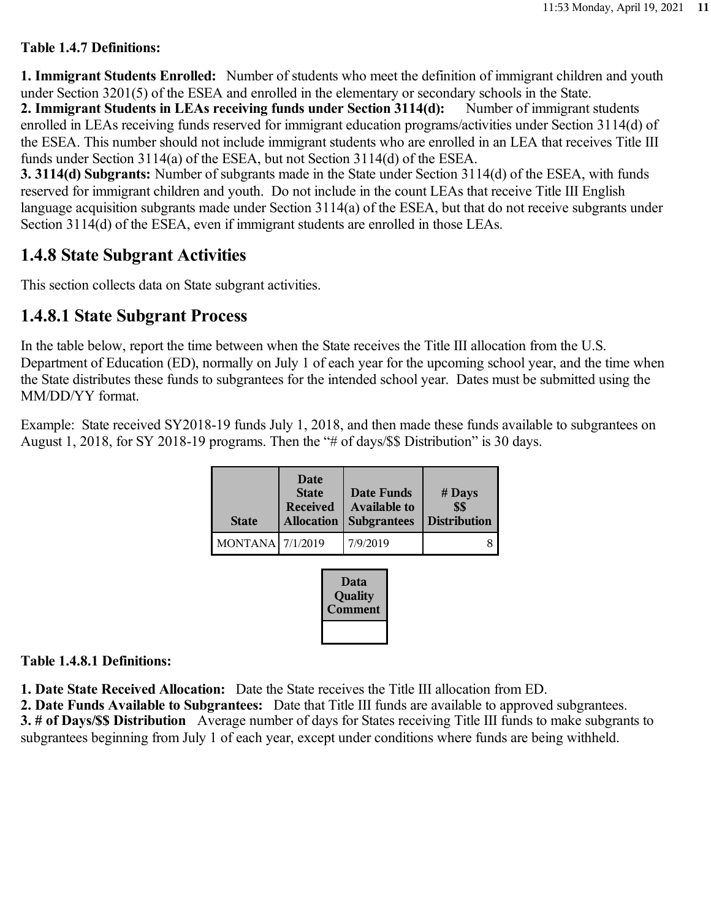**Table 1.4.7 Definitions:**

**1. Immigrant Students Enrolled:** Number of students who meet the definition of immigrant children and youth under Section 3201(5) of the ESEA and enrolled in the elementary or secondary schools in the State.
**2. Immigrant Students in LEAs receiving funds under Section 3114(d):** Number of immigrant students enrolled in LEAs receiving funds reserved for immigrant education programs/activities under Section 3114(d) of the ESEA. This number should not include immigrant students who are enrolled in an LEA that receives Title III funds under Section 3114(a) of the ESEA, but not Section 3114(d) of the ESEA.
**3. 3114(d) Subgrants:** Number of subgrants made in the State under Section 3114(d) of the ESEA, with funds reserved for immigrant children and youth. Do not include in the count LEAs that receive Title III English language acquisition subgrants made under Section 3114(a) of the ESEA, but that do not receive subgrants under Section 3114(d) of the ESEA, even if immigrant students are enrolled in those LEAs.

## 1.4.8 State Subgrant Activities

This section collects data on State subgrant activities.

## 1.4.8.1 State Subgrant Process

In the table below, report the time between when the State receives the Title III allocation from the U.S. Department of Education (ED), normally on July 1 of each year for the upcoming school year, and the time when the State distributes these funds to subgrantees for the intended school year. Dates must be submitted using the MM/DD/YY format.

Example: State received SY2018-19 funds July 1, 2018, and then made these funds available to subgrantees on August 1, 2018, for SY 2018-19 programs. Then the "# of days/$$ Distribution" is 30 days.

| State | Date State Received Allocation | Date Funds Available to Subgrantees | # Days $$ Distribution |
|---|---|---|---|
| MONTANA | 7/1/2019 | 7/9/2019 | 8 |

| Data Quality Comment |
|---|
| |

**Table 1.4.8.1 Definitions:**

**1. Date State Received Allocation:** Date the State receives the Title III allocation from ED.
**2. Date Funds Available to Subgrantees:** Date that Title III funds are available to approved subgrantees.
**3. # of Days/$$ Distribution** Average number of days for States receiving Title III funds to make subgrants to subgrantees beginning from July 1 of each year, except under conditions where funds are being withheld.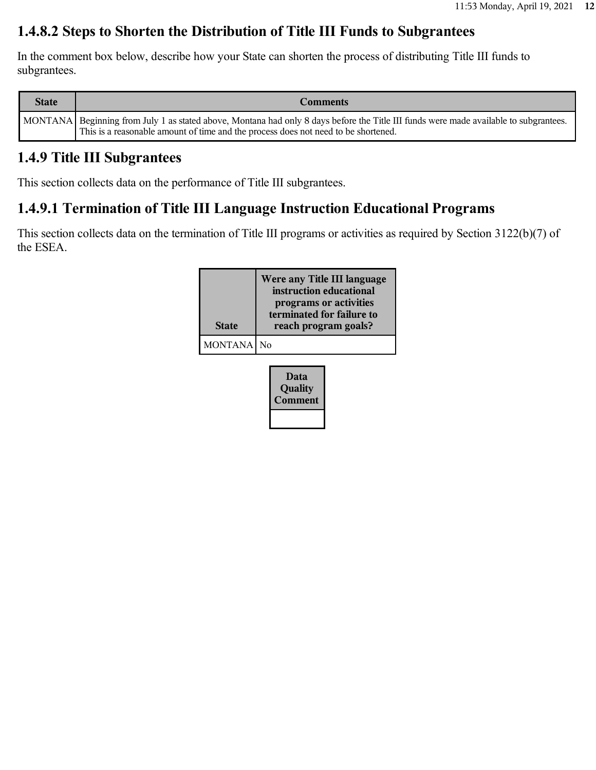## 1.4.8.2 Steps to Shorten the Distribution of Title III Funds to Subgrantees

In the comment box below, describe how your State can shorten the process of distributing Title III funds to subgrantees.

| State | Comments |
|---|---|
| MONTANA | Beginning from July 1 as stated above, Montana had only 8 days before the Title III funds were made available to subgrantees. This is a reasonable amount of time and the process does not need to be shortened. |

## 1.4.9 Title III Subgrantees

This section collects data on the performance of Title III subgrantees.

## 1.4.9.1 Termination of Title III Language Instruction Educational Programs

This section collects data on the termination of Title III programs or activities as required by Section 3122(b)(7) of the ESEA.

| State | Were any Title III language instruction educational programs or activities terminated for failure to reach program goals? |
|---|---|
| MONTANA | No |

| Data Quality Comment |
|---|
| |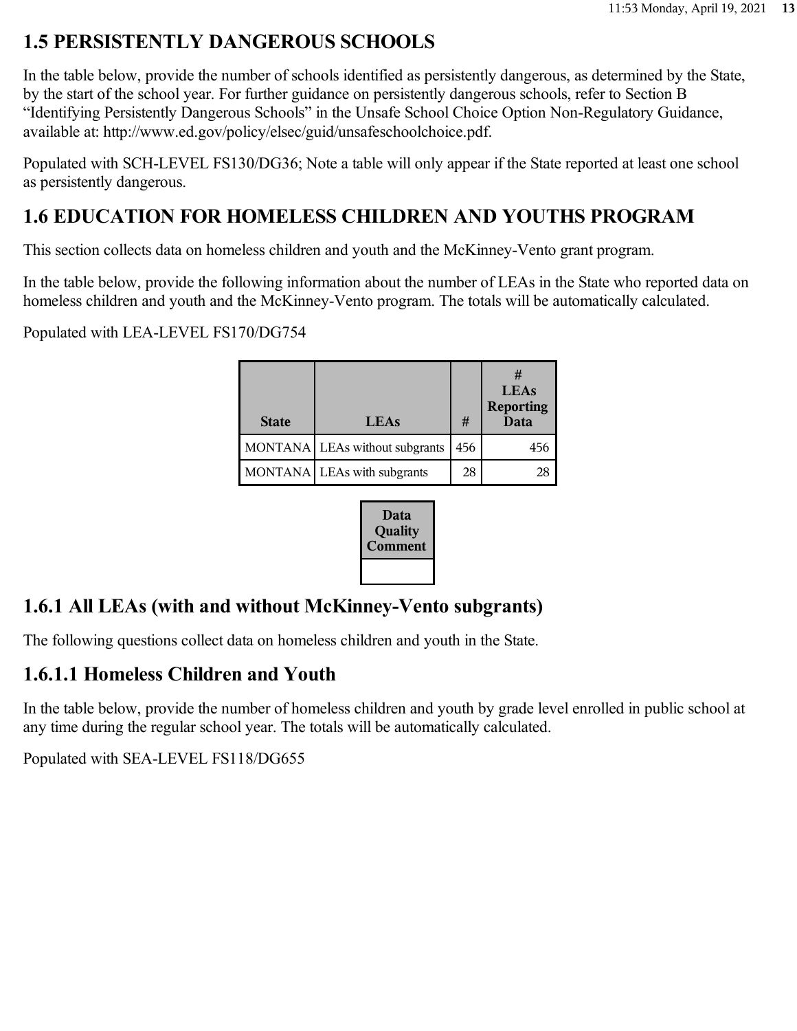## 1.5 PERSISTENTLY DANGEROUS SCHOOLS

In the table below, provide the number of schools identified as persistently dangerous, as determined by the State, by the start of the school year. For further guidance on persistently dangerous schools, refer to Section B "Identifying Persistently Dangerous Schools" in the Unsafe School Choice Option Non-Regulatory Guidance, available at: http://www.ed.gov/policy/elsec/guid/unsafeschoolchoice.pdf.

Populated with SCH-LEVEL FS130/DG36; Note a table will only appear if the State reported at least one school as persistently dangerous.

## 1.6 EDUCATION FOR HOMELESS CHILDREN AND YOUTHS PROGRAM

This section collects data on homeless children and youth and the McKinney-Vento grant program.

In the table below, provide the following information about the number of LEAs in the State who reported data on homeless children and youth and the McKinney-Vento program. The totals will be automatically calculated.

Populated with LEA-LEVEL FS170/DG754

| State | LEAs | # | # LEAs Reporting Data |
|---|---|---|---|
| MONTANA | LEAs without subgrants | 456 | 456 |
| MONTANA | LEAs with subgrants | 28 | 28 |

| Data Quality Comment |
|---|
| |

### 1.6.1 All LEAs (with and without McKinney-Vento subgrants)

The following questions collect data on homeless children and youth in the State.

### 1.6.1.1 Homeless Children and Youth

In the table below, provide the number of homeless children and youth by grade level enrolled in public school at any time during the regular school year. The totals will be automatically calculated.

Populated with SEA-LEVEL FS118/DG655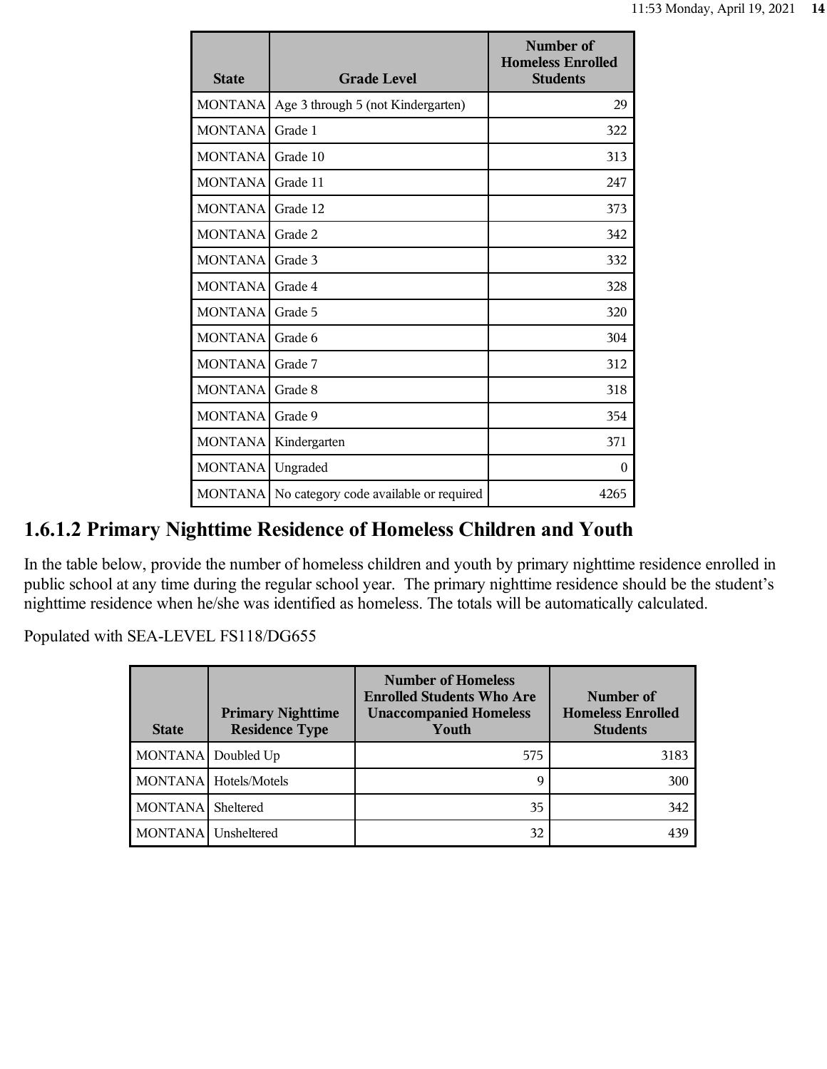| State | Grade Level | Number of Homeless Enrolled Students |
|---|---|---|
| MONTANA | Age 3 through 5 (not Kindergarten) | 29 |
| MONTANA | Grade 1 | 322 |
| MONTANA | Grade 10 | 313 |
| MONTANA | Grade 11 | 247 |
| MONTANA | Grade 12 | 373 |
| MONTANA | Grade 2 | 342 |
| MONTANA | Grade 3 | 332 |
| MONTANA | Grade 4 | 328 |
| MONTANA | Grade 5 | 320 |
| MONTANA | Grade 6 | 304 |
| MONTANA | Grade 7 | 312 |
| MONTANA | Grade 8 | 318 |
| MONTANA | Grade 9 | 354 |
| MONTANA | Kindergarten | 371 |
| MONTANA | Ungraded | 0 |
| MONTANA | No category code available or required | 4265 |

## 1.6.1.2 Primary Nighttime Residence of Homeless Children and Youth

In the table below, provide the number of homeless children and youth by primary nighttime residence enrolled in public school at any time during the regular school year. The primary nighttime residence should be the student's nighttime residence when he/she was identified as homeless. The totals will be automatically calculated.

Populated with SEA-LEVEL FS118/DG655

| State | Primary Nighttime Residence Type | Number of Homeless Enrolled Students Who Are Unaccompanied Homeless Youth | Number of Homeless Enrolled Students |
|---|---|---|---|
| MONTANA | Doubled Up | 575 | 3183 |
| MONTANA | Hotels/Motels | 9 | 300 |
| MONTANA | Sheltered | 35 | 342 |
| MONTANA | Unsheltered | 32 | 439 |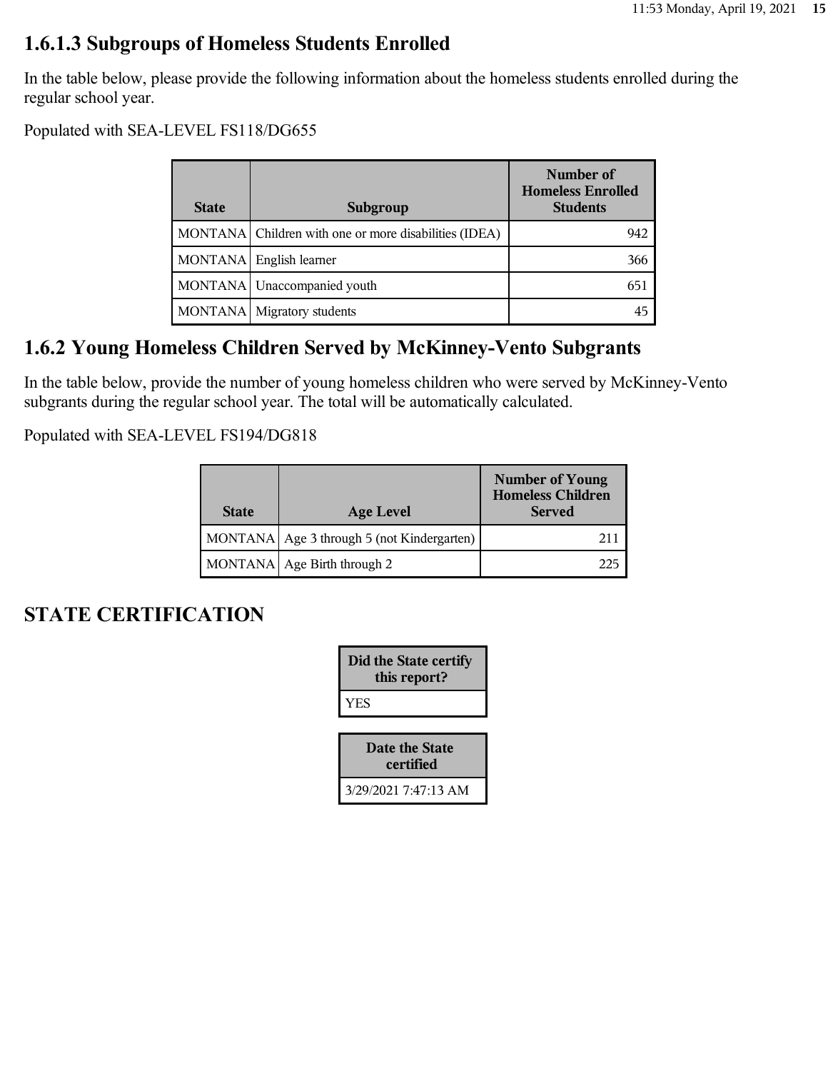## 1.6.1.3 Subgroups of Homeless Students Enrolled

In the table below, please provide the following information about the homeless students enrolled during the regular school year.

Populated with SEA-LEVEL FS118/DG655

| State | Subgroup | Number of Homeless Enrolled Students |
|---|---|---|
| MONTANA | Children with one or more disabilities (IDEA) | 942 |
| MONTANA | English learner | 366 |
| MONTANA | Unaccompanied youth | 651 |
| MONTANA | Migratory students | 45 |

## 1.6.2 Young Homeless Children Served by McKinney-Vento Subgrants

In the table below, provide the number of young homeless children who were served by McKinney-Vento subgrants during the regular school year. The total will be automatically calculated.

Populated with SEA-LEVEL FS194/DG818

| State | Age Level | Number of Young Homeless Children Served |
|---|---|---|
| MONTANA | Age 3 through 5 (not Kindergarten) | 211 |
| MONTANA | Age Birth through 2 | 225 |

## STATE CERTIFICATION

| Did the State certify this report? |
|---|
| YES |

| Date the State certified |
|---|
| 3/29/2021 7:47:13 AM |